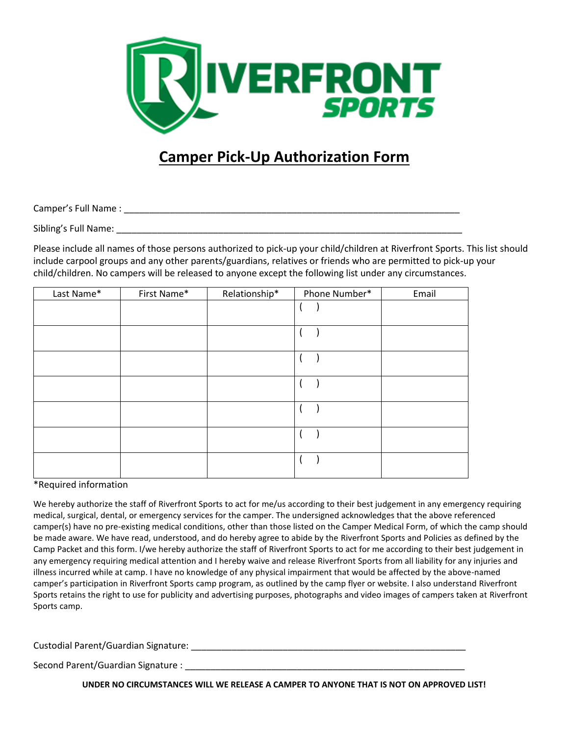RIVERFRONT SPORTS

# Camper Pick-Up Authorization Form

Camper's Full Name : ___________________________________________________________________

Sibling's Full Name: ___________________________________________________________________

Please include all names of those persons authorized to pick-up your child/children at Riverfront Sports. This list should include carpool groups and any other parents/guardians, relatives or friends who are permitted to pick-up your child/children. No campers will be released to anyone except the following list under any circumstances.

| Last Name* | First Name* | Relationship* | Phone Number* | Email |
|---|---|---|---|---|
| | | | (   ) | |
| | | | (   ) | |
| | | | (   ) | |
| | | | (   ) | |
| | | | (   ) | |
| | | | (   ) | |
| | | | (   ) | |

*Required information

We hereby authorize the staff of Riverfront Sports to act for me/us according to their best judgement in any emergency requiring medical, surgical, dental, or emergency services for the camper. The undersigned acknowledges that the above referenced camper(s) have no pre-existing medical conditions, other than those listed on the Camper Medical Form, of which the camp should be made aware. We have read, understood, and do hereby agree to abide by the Riverfront Sports and Policies as defined by the Camp Packet and this form. I/we hereby authorize the staff of Riverfront Sports to act for me according to their best judgement in any emergency requiring medical attention and I hereby waive and release Riverfront Sports from all liability for any injuries and illness incurred while at camp. I have no knowledge of any physical impairment that would be affected by the above-named camper's participation in Riverfront Sports camp program, as outlined by the camp flyer or website. I also understand Riverfront Sports retains the right to use for publicity and advertising purposes, photographs and video images of campers taken at Riverfront Sports camp.

Custodial Parent/Guardian Signature: ________________________________________________________

Second Parent/Guardian Signature : ________________________________________________________

**UNDER NO CIRCUMSTANCES WILL WE RELEASE A CAMPER TO ANYONE THAT IS NOT ON APPROVED LIST!**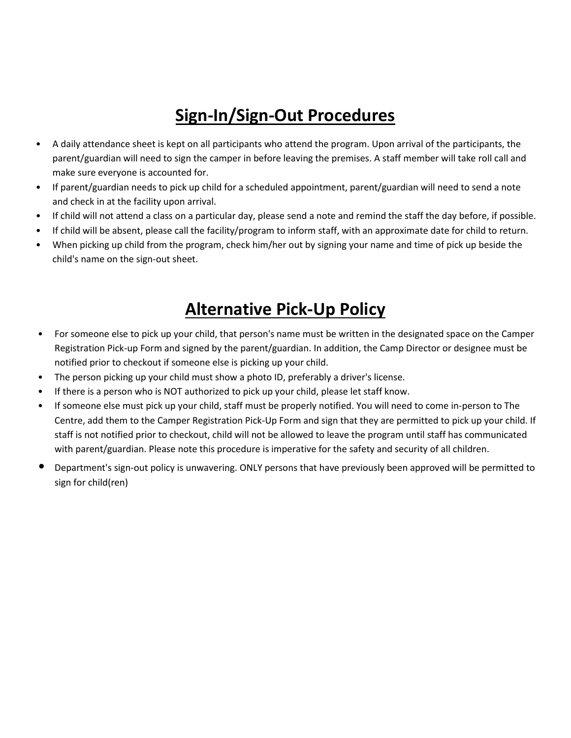## Sign-In/Sign-Out Procedures

- A daily attendance sheet is kept on all participants who attend the program. Upon arrival of the participants, the parent/guardian will need to sign the camper in before leaving the premises. A staff member will take roll call and make sure everyone is accounted for.
- If parent/guardian needs to pick up child for a scheduled appointment, parent/guardian will need to send a note and check in at the facility upon arrival.
- If child will not attend a class on a particular day, please send a note and remind the staff the day before, if possible.
- If child will be absent, please call the facility/program to inform staff, with an approximate date for child to return.
- When picking up child from the program, check him/her out by signing your name and time of pick up beside the child's name on the sign-out sheet.

## Alternative Pick-Up Policy

- For someone else to pick up your child, that person's name must be written in the designated space on the Camper Registration Pick-up Form and signed by the parent/guardian. In addition, the Camp Director or designee must be notified prior to checkout if someone else is picking up your child.
- The person picking up your child must show a photo ID, preferably a driver's license.
- If there is a person who is NOT authorized to pick up your child, please let staff know.
- If someone else must pick up your child, staff must be properly notified. You will need to come in-person to The Centre, add them to the Camper Registration Pick-Up Form and sign that they are permitted to pick up your child. If staff is not notified prior to checkout, child will not be allowed to leave the program until staff has communicated with parent/guardian. Please note this procedure is imperative for the safety and security of all children.
- Department's sign-out policy is unwavering. ONLY persons that have previously been approved will be permitted to sign for child(ren)